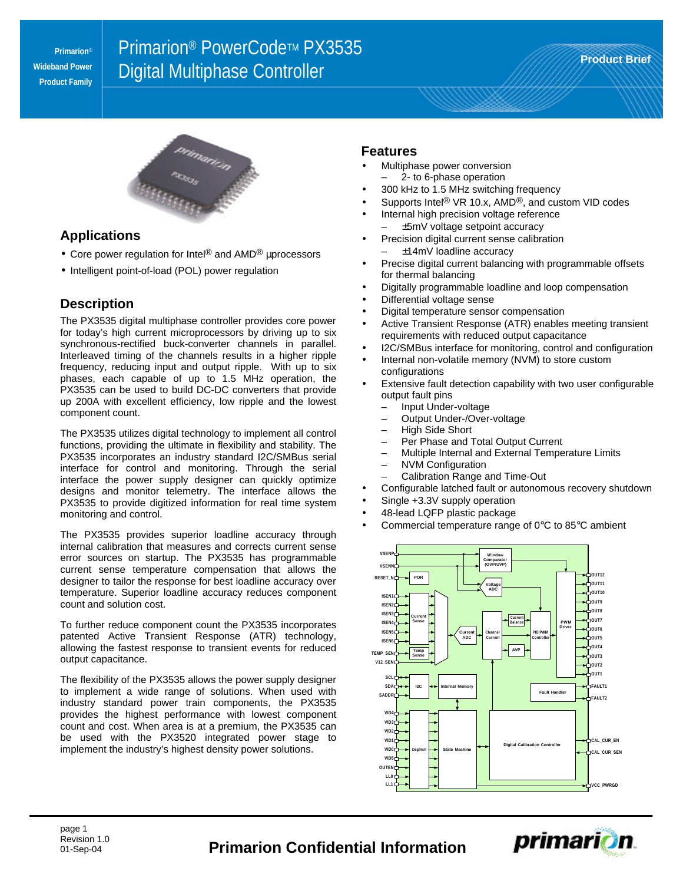Primarion® Wideband Power Product Family

# Primarion® PowerCode™ PX3535 Digital Multiphase Controller

Product Brief

## Applications

- Core power regulation for Intel® and AMD® µprocessors
- Intelligent point-of-load (POL) power regulation

## Description

The PX3535 digital multiphase controller provides core power for today's high current microprocessors by driving up to six synchronous-rectified buck-converter channels in parallel. Interleaved timing of the channels results in a higher ripple frequency, reducing input and output ripple. With up to six phases, each capable of up to 1.5 MHz operation, the PX3535 can be used to build DC-DC converters that provide up 200A with excellent efficiency, low ripple and the lowest component count.

The PX3535 utilizes digital technology to implement all control functions, providing the ultimate in flexibility and stability. The PX3535 incorporates an industry standard I2C/SMBus serial interface for control and monitoring. Through the serial interface the power supply designer can quickly optimize designs and monitor telemetry. The interface allows the PX3535 to provide digitized information for real time system monitoring and control.

The PX3535 provides superior loadline accuracy through internal calibration that measures and corrects current sense error sources on startup. The PX3535 has programmable current sense temperature compensation that allows the designer to tailor the response for best loadline accuracy over temperature. Superior loadline accuracy reduces component count and solution cost.

To further reduce component count the PX3535 incorporates patented Active Transient Response (ATR) technology, allowing the fastest response to transient events for reduced output capacitance.

The flexibility of the PX3535 allows the power supply designer to implement a wide range of solutions. When used with industry standard power train components, the PX3535 provides the highest performance with lowest component count and cost. When area is at a premium, the PX3535 can be used with the PX3520 integrated power stage to implement the industry's highest density power solutions.

## Features

- Multiphase power conversion
  - 2- to 6-phase operation
- 300 kHz to 1.5 MHz switching frequency
- Supports Intel® VR 10.x, AMD®, and custom VID codes
- Internal high precision voltage reference
  - ±5mV voltage setpoint accuracy
- Precision digital current sense calibration
  - ±14mV loadline accuracy
- Precise digital current balancing with programmable offsets for thermal balancing
- Digitally programmable loadline and loop compensation
- Differential voltage sense
- Digital temperature sensor compensation
- Active Transient Response (ATR) enables meeting transient requirements with reduced output capacitance
- I2C/SMBus interface for monitoring, control and configuration
- Internal non-volatile memory (NVM) to store custom configurations
- Extensive fault detection capability with two user configurable output fault pins
  - Input Under-voltage
  - Output Under-/Over-voltage
  - High Side Short
  - Per Phase and Total Output Current
  - Multiple Internal and External Temperature Limits
  - NVM Configuration
  - Calibration Range and Time-Out
- Configurable latched fault or autonomous recovery shutdown
- Single +3.3V supply operation
- 48-lead LQFP plastic package
- Commercial temperature range of 0°C to 85°C ambient

**Primarion Confidential Information**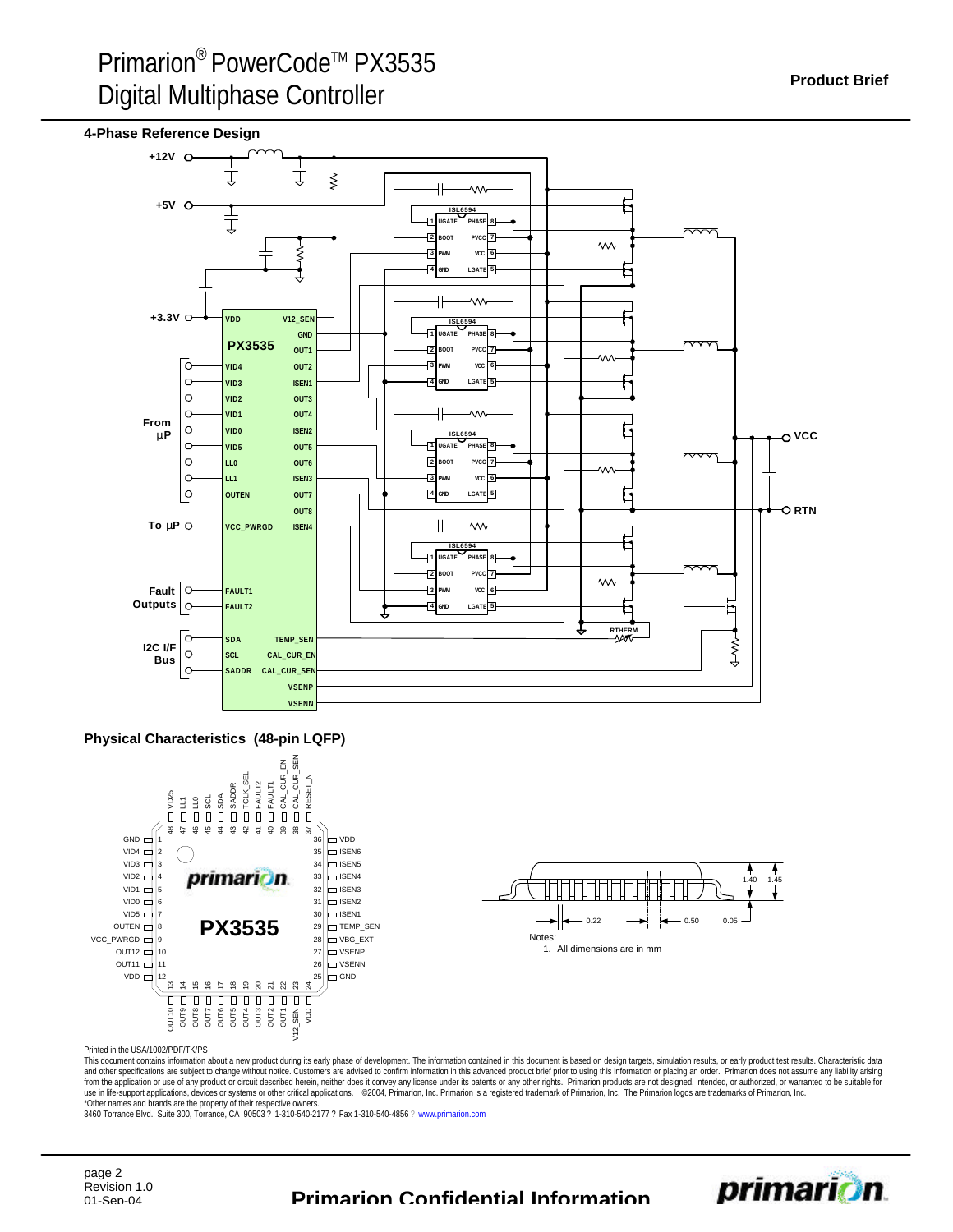# Primarion® PowerCode™ PX3535 Digital Multiphase Controller

**Product Brief**

## 4-Phase Reference Design

+12V
+5V
+3.3V
From µP
To µP
Fault Outputs
I2C I/F Bus

PX3535
VDD
V12_SEN
GND
OUT1
VID4
OUT2
VID3
ISEN1
VID2
OUT3
VID1
OUT4
VID0
ISEN2
VID5
OUT5
LL0
OUT6
LL1
ISEN3
OUTEN
OUT7
OUT8
VCC_PWRGD
ISEN4
FAULT1
FAULT2
SDA
TEMP_SEN
SCL
CAL_CUR_EN
SADDR
CAL_CUR_SEN
VSENP
VSENN

ISL6594
1 UGATE
PHASE 8
2 BOOT
PVCC 7
3 PWM
VCC 6
4 GND
LGATE 5

RTHERM
VCC
RTN

## Physical Characteristics (48-pin LQFP)

primarion
PX3535

| Pin | Name | Pin | Name |
|---|---|---|---|
| 1 | GND | 36 | VDD |
| 2 | VID4 | 35 | ISEN6 |
| 3 | VID3 | 34 | ISEN5 |
| 4 | VID2 | 33 | ISEN4 |
| 5 | VID1 | 32 | ISEN3 |
| 6 | VID0 | 31 | ISEN2 |
| 7 | VID5 | 30 | ISEN1 |
| 8 | OUTEN | 29 | TEMP_SEN |
| 9 | VCC_PWRGD | 28 | VBG_EXT |
| 10 | OUT12 | 27 | VSENP |
| 11 | OUT11 | 26 | VSENN |
| 12 | VDD | 25 | GND |
| 13 | OUT10 | 48 | VD25 |
| 14 | OUT9 | 47 | LL1 |
| 15 | OUT8 | 46 | LL0 |
| 16 | OUT7 | 45 | SCL |
| 17 | OUT6 | 44 | SDA |
| 18 | OUT5 | 43 | SADDR |
| 19 | OUT4 | 42 | TCLK_SEL |
| 20 | OUT3 | 41 | FAULT2 |
| 21 | OUT2 | 40 | FAULT1 |
| 22 | OUT1 | 39 | CAL_CUR_EN |
| 23 | V12_SEN | 38 | CAL_CUR_SEN |
| 24 | VDD | 37 | RESET_N |

1.40
1.45
0.22
0.50
0.05

Notes:
1. All dimensions are in mm

Printed in the USA/1002/PDF/TK/PS

This document contains information about a new product during its early phase of development. The information contained in this document is based on design targets, simulation results, or early product test results. Characteristic data and other specifications are subject to change without notice. Customers are advised to confirm information in this advanced product brief prior to using this information or placing an order. Primarion does not assume any liability arising from the application or use of any product or circuit described herein, neither does it convey any license under its patents or any other rights. Primarion products are not designed, intended, or authorized, or warranted to be suitable for use in life-support applications, devices or systems or other critical applications. ©2004, Primarion, Inc. Primarion is a registered trademark of Primarion, Inc. The Primarion logos are trademarks of Primarion, Inc.
*Other names and brands are the property of their respective owners.
3460 Torrance Blvd., Suite 300, Torrance, CA 90503 ? 1-310-540-2177 ? Fax 1-310-540-4856 ? www.primarion.com

Revision 1.0
01-Sep-04

**Primarion Confidential Information**